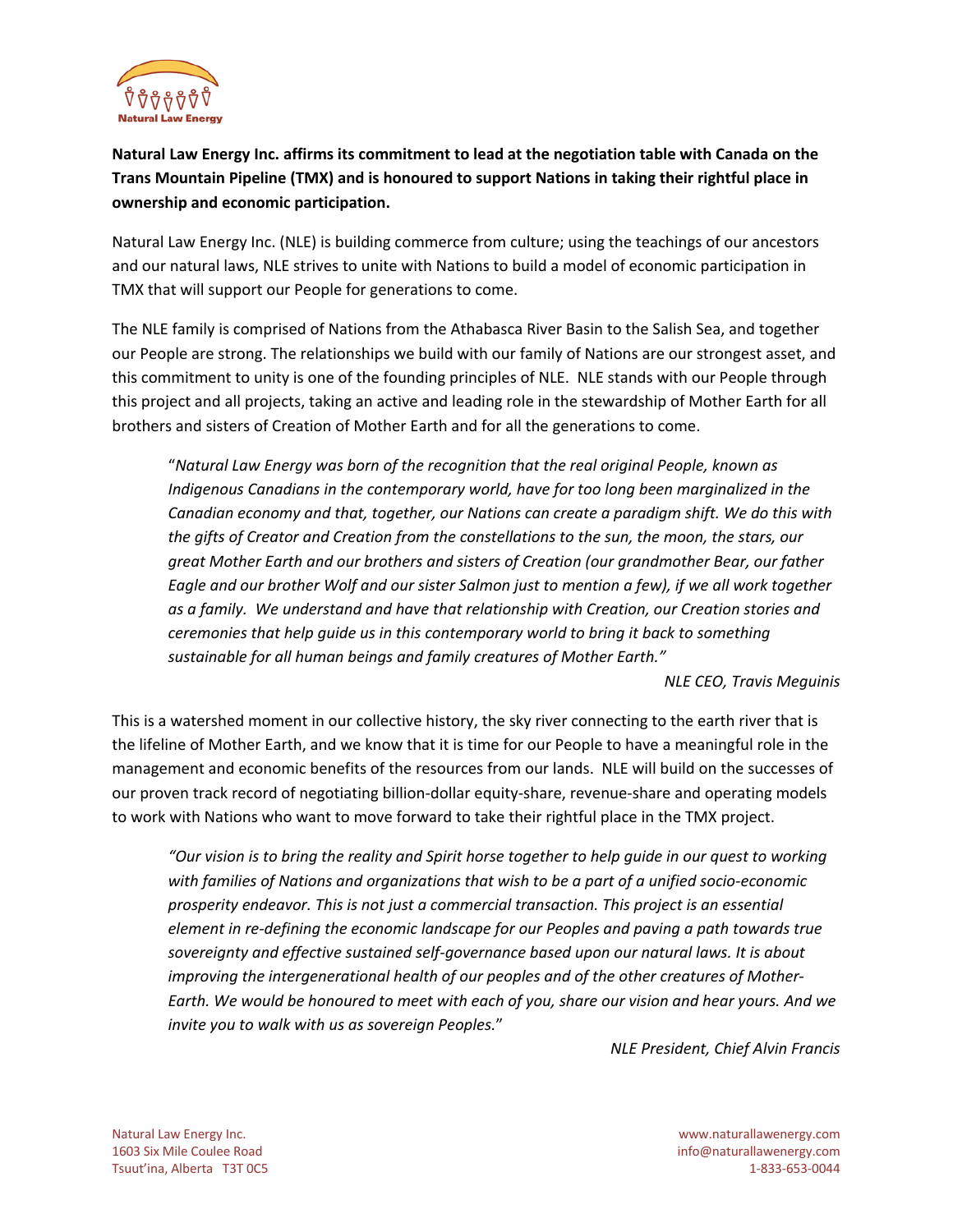Natural Law Energy

**Natural Law Energy Inc. affirms its commitment to lead at the negotiation table with Canada on the Trans Mountain Pipeline (TMX) and is honoured to support Nations in taking their rightful place in ownership and economic participation.**

Natural Law Energy Inc. (NLE) is building commerce from culture; using the teachings of our ancestors and our natural laws, NLE strives to unite with Nations to build a model of economic participation in TMX that will support our People for generations to come.

The NLE family is comprised of Nations from the Athabasca River Basin to the Salish Sea, and together our People are strong. The relationships we build with our family of Nations are our strongest asset, and this commitment to unity is one of the founding principles of NLE. NLE stands with our People through this project and all projects, taking an active and leading role in the stewardship of Mother Earth for all brothers and sisters of Creation of Mother Earth and for all the generations to come.

> "*Natural Law Energy was born of the recognition that the real original People, known as Indigenous Canadians in the contemporary world, have for too long been marginalized in the Canadian economy and that, together, our Nations can create a paradigm shift. We do this with the gifts of Creator and Creation from the constellations to the sun, the moon, the stars, our great Mother Earth and our brothers and sisters of Creation (our grandmother Bear, our father Eagle and our brother Wolf and our sister Salmon just to mention a few), if we all work together as a family. We understand and have that relationship with Creation, our Creation stories and ceremonies that help guide us in this contemporary world to bring it back to something sustainable for all human beings and family creatures of Mother Earth."*
>
> *NLE CEO, Travis Meguinis*

This is a watershed moment in our collective history, the sky river connecting to the earth river that is the lifeline of Mother Earth, and we know that it is time for our People to have a meaningful role in the management and economic benefits of the resources from our lands. NLE will build on the successes of our proven track record of negotiating billion-dollar equity-share, revenue-share and operating models to work with Nations who want to move forward to take their rightful place in the TMX project.

> *"Our vision is to bring the reality and Spirit horse together to help guide in our quest to working with families of Nations and organizations that wish to be a part of a unified socio-economic prosperity endeavor. This is not just a commercial transaction. This project is an essential element in re-defining the economic landscape for our Peoples and paving a path towards true sovereignty and effective sustained self-governance based upon our natural laws. It is about improving the intergenerational health of our peoples and of the other creatures of Mother-Earth. We would be honoured to meet with each of you, share our vision and hear yours. And we invite you to walk with us as sovereign Peoples.*"
>
> *NLE President, Chief Alvin Francis*

Natural Law Energy Inc.
1603 Six Mile Coulee Road
Tsuut'ina, Alberta T3T 0C5

www.naturallawenergy.com
info@naturallawenergy.com
1-833-653-0044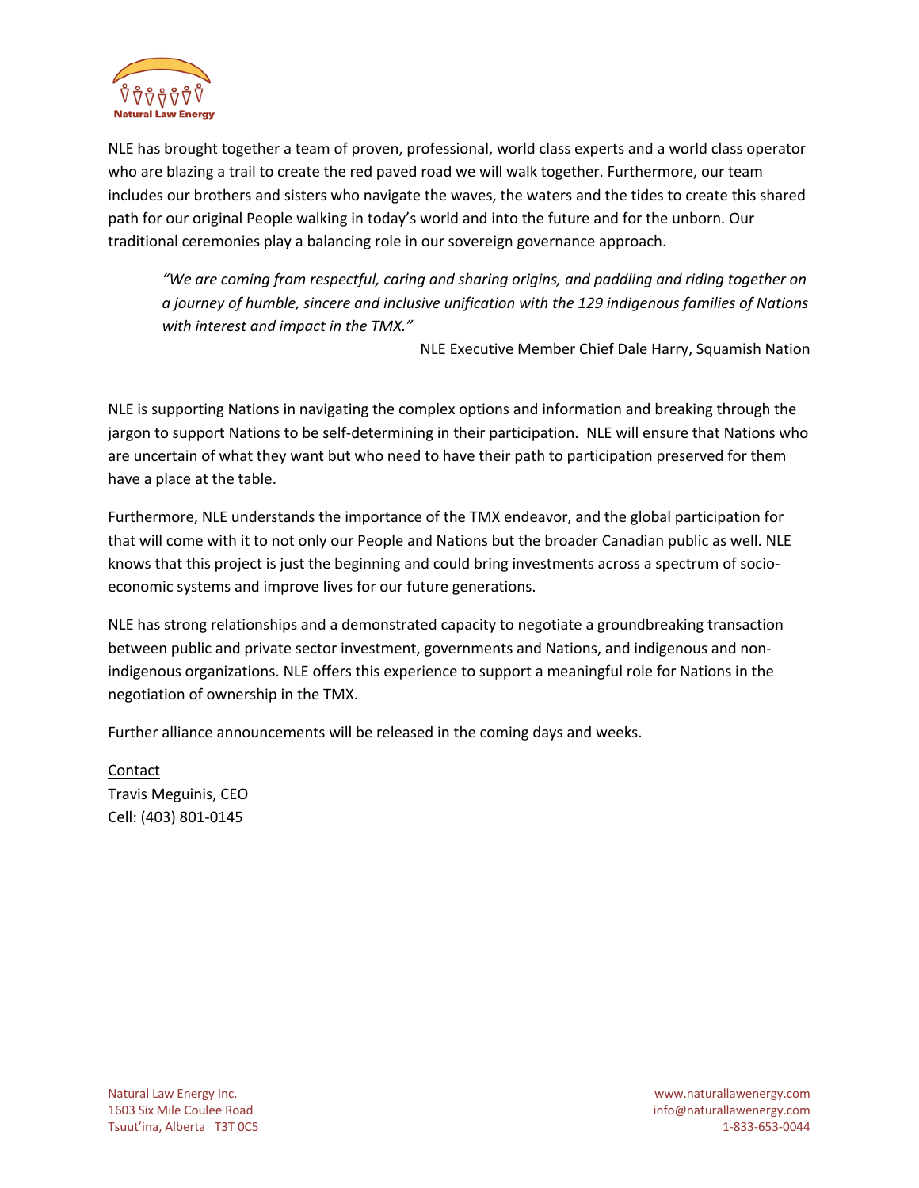NLE has brought together a team of proven, professional, world class experts and a world class operator who are blazing a trail to create the red paved road we will walk together. Furthermore, our team includes our brothers and sisters who navigate the waves, the waters and the tides to create this shared path for our original People walking in today's world and into the future and for the unborn. Our traditional ceremonies play a balancing role in our sovereign governance approach.

> *"We are coming from respectful, caring and sharing origins, and paddling and riding together on a journey of humble, sincere and inclusive unification with the 129 indigenous families of Nations with interest and impact in the TMX."*
>
> NLE Executive Member Chief Dale Harry, Squamish Nation

NLE is supporting Nations in navigating the complex options and information and breaking through the jargon to support Nations to be self-determining in their participation. NLE will ensure that Nations who are uncertain of what they want but who need to have their path to participation preserved for them have a place at the table.

Furthermore, NLE understands the importance of the TMX endeavor, and the global participation for that will come with it to not only our People and Nations but the broader Canadian public as well. NLE knows that this project is just the beginning and could bring investments across a spectrum of socio-economic systems and improve lives for our future generations.

NLE has strong relationships and a demonstrated capacity to negotiate a groundbreaking transaction between public and private sector investment, governments and Nations, and indigenous and non-indigenous organizations. NLE offers this experience to support a meaningful role for Nations in the negotiation of ownership in the TMX.

Further alliance announcements will be released in the coming days and weeks.

Contact
Travis Meguinis, CEO
Cell: (403) 801-0145

Natural Law Energy Inc.
1603 Six Mile Coulee Road
Tsuut'ina, Alberta T3T 0C5

www.naturallawenergy.com
info@naturallawenergy.com
1-833-653-0044